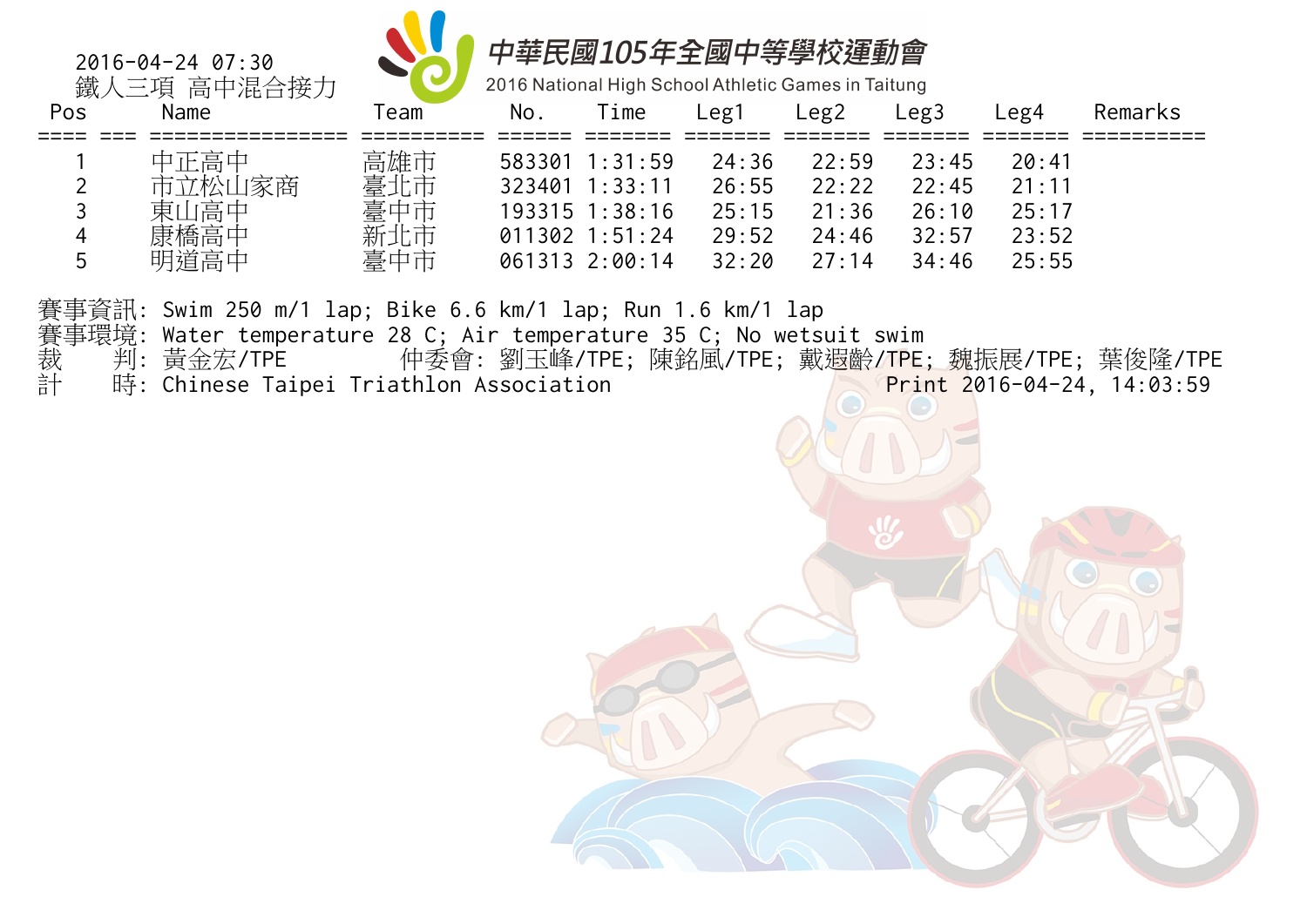# 中華民國105年全國中等學校運動會

2016 National High School Athletic Games in Taitung

2016-04-24 07:30

鐵人三項 高中混合接力

| Pos | Name | Team | No. | Time | Leg1 | Leg2 | Leg3 | Leg4 | Remarks |
|---|---|---|---|---|---|---|---|---|---|
| 1 | 中正高中 | 高雄市 | 583301 | 1:31:59 | 24:36 | 22:59 | 23:45 | 20:41 | |
| 2 | 市立松山家商 | 臺北市 | 323401 | 1:33:11 | 26:55 | 22:22 | 22:45 | 21:11 | |
| 3 | 東山高中 | 臺中市 | 193315 | 1:38:16 | 25:15 | 21:36 | 26:10 | 25:17 | |
| 4 | 康橋高中 | 新北市 | 011302 | 1:51:24 | 29:52 | 24:46 | 32:57 | 23:52 | |
| 5 | 明道高中 | 臺中市 | 061313 | 2:00:14 | 32:20 | 27:14 | 34:46 | 25:55 | |

賽事資訊: Swim 250 m/1 lap; Bike 6.6 km/1 lap; Run 1.6 km/1 lap

賽事環境: Water temperature 28 C; Air temperature 35 C; No wetsuit swim

裁　判: 黃金宏/TPE　　仲委會: 劉玉峰/TPE; 陳銘風/TPE; 戴遐齡/TPE; 魏振展/TPE; 葉俊隆/TPE

計　時: Chinese Taipei Triathlon Association　　Print 2016-04-24, 14:03:59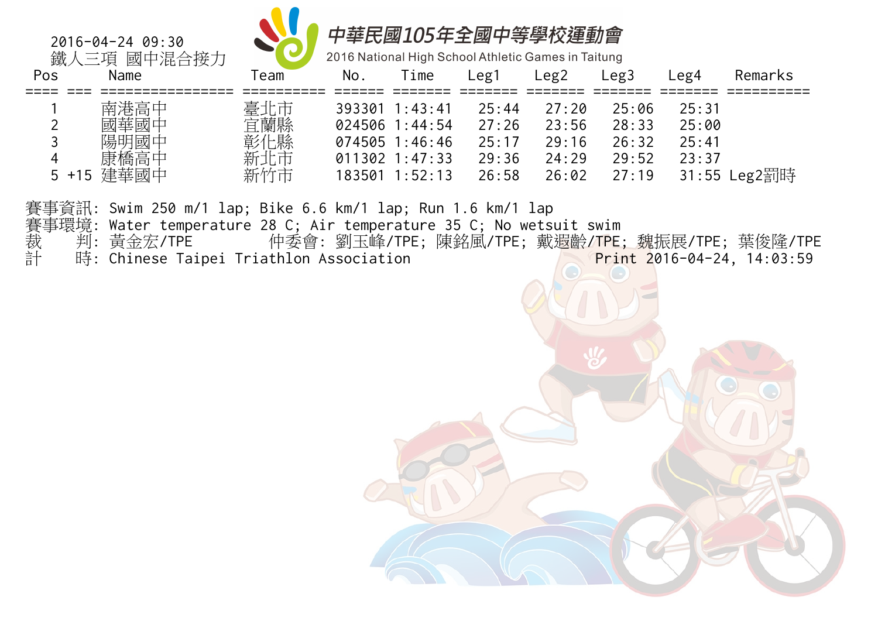2016-04-24 09:30

鐵人三項 國中混合接力

中華民國105年全國中等學校運動會

2016 National High School Athletic Games in Taitung

| Pos | | Name | Team | No. | Time | Leg1 | Leg2 | Leg3 | Leg4 | Remarks |
|---|---|---|---|---|---|---|---|---|---|---|
| 1 | | 南港高中 | 臺北市 | 393301 | 1:43:41 | 25:44 | 27:20 | 25:06 | 25:31 | |
| 2 | | 國華國中 | 宜蘭縣 | 024506 | 1:44:54 | 27:26 | 23:56 | 28:33 | 25:00 | |
| 3 | | 陽明國中 | 彰化縣 | 074505 | 1:46:46 | 25:17 | 29:16 | 26:32 | 25:41 | |
| 4 | | 康橋高中 | 新北市 | 011302 | 1:47:33 | 29:36 | 24:29 | 29:52 | 23:37 | |
| 5 | +15 | 建華國中 | 新竹市 | 183501 | 1:52:13 | 26:58 | 26:02 | 27:19 | 31:55 | Leg2罰時 |

賽事資訊: Swim 250 m/1 lap; Bike 6.6 km/1 lap; Run 1.6 km/1 lap

賽事環境: Water temperature 28 C; Air temperature 35 C; No wetsuit swim

裁　　判: 黃金宏/TPE　　仲委會: 劉玉峰/TPE; 陳銘風/TPE; 戴遐齡/TPE; 魏振展/TPE; 葉俊隆/TPE

計　　時: Chinese Taipei Triathlon Association　　Print 2016-04-24, 14:03:59